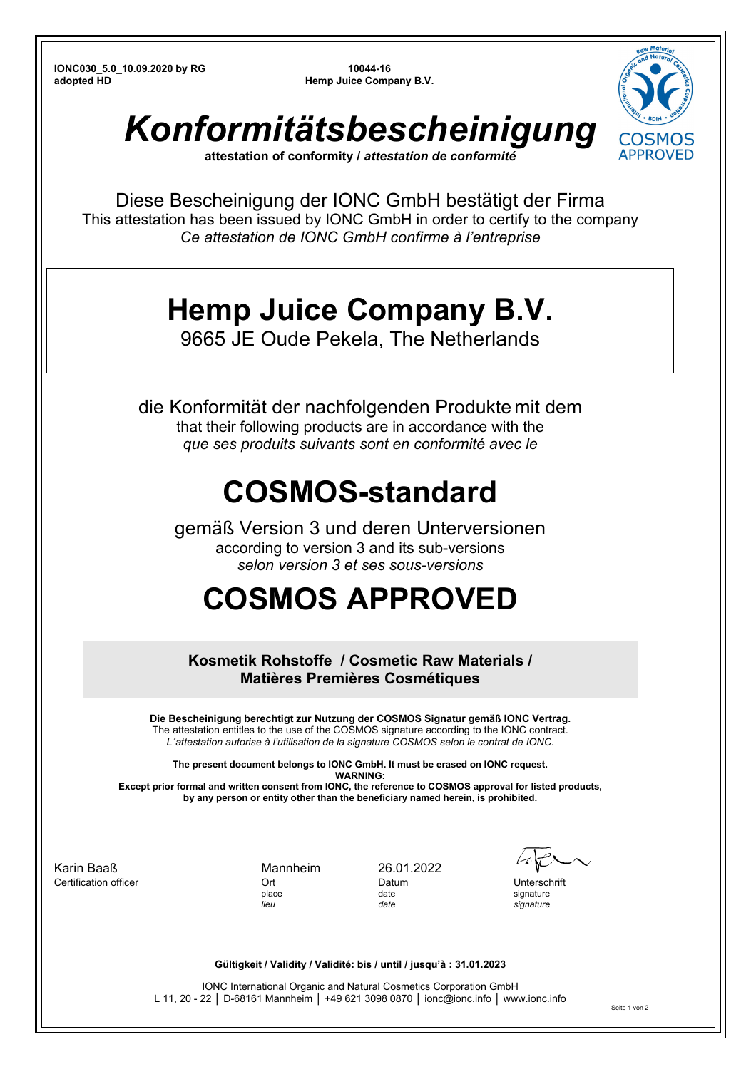**IONC030_5.0_10.09.2020 by RG**
**adopted HD**

**10044-16**
**Hemp Juice Company B.V.**

# *Konformitätsbescheinigung*

**attestation of conformity /** ***attestation de conformité***

Diese Bescheinigung der IONC GmbH bestätigt der Firma
This attestation has been issued by IONC GmbH in order to certify to the company
*Ce attestation de IONC GmbH confirme à l'entreprise*

## Hemp Juice Company B.V.

9665 JE Oude Pekela, The Netherlands

die Konformität der nachfolgenden Produkte mit dem
that their following products are in accordance with the
*que ses produits suivants sont en conformité avec le*

# COSMOS-standard

gemäß Version 3 und deren Unterversionen
according to version 3 and its sub-versions
*selon version 3 et ses sous-versions*

# COSMOS APPROVED

**Kosmetik Rohstoffe / Cosmetic Raw Materials / Matières Premières Cosmétiques**

**Die Bescheinigung berechtigt zur Nutzung der COSMOS Signatur gemäß IONC Vertrag.**
The attestation entitles to the use of the COSMOS signature according to the IONC contract.
*L´attestation autorise à l'utilisation de la signature COSMOS selon le contrat de IONC.*

**The present document belongs to IONC GmbH. It must be erased on IONC request.**
**WARNING:**
**Except prior formal and written consent from IONC, the reference to COSMOS approval for listed products, by any person or entity other than the beneficiary named herein, is prohibited.**

| Karin Baaß | Mannheim | 26.01.2022 | |
|---|---|---|---|
| Certification officer | Ort<br>place<br>*lieu* | Datum<br>date<br>*date* | Unterschrift<br>signature<br>*signature* |

**Gültigkeit / Validity / Validité: bis / until / jusqu'à : 31.01.2023**

IONC International Organic and Natural Cosmetics Corporation GmbH
L 11, 20 - 22 │ D-68161 Mannheim │ +49 621 3098 0870 │ ionc@ionc.info │ www.ionc.info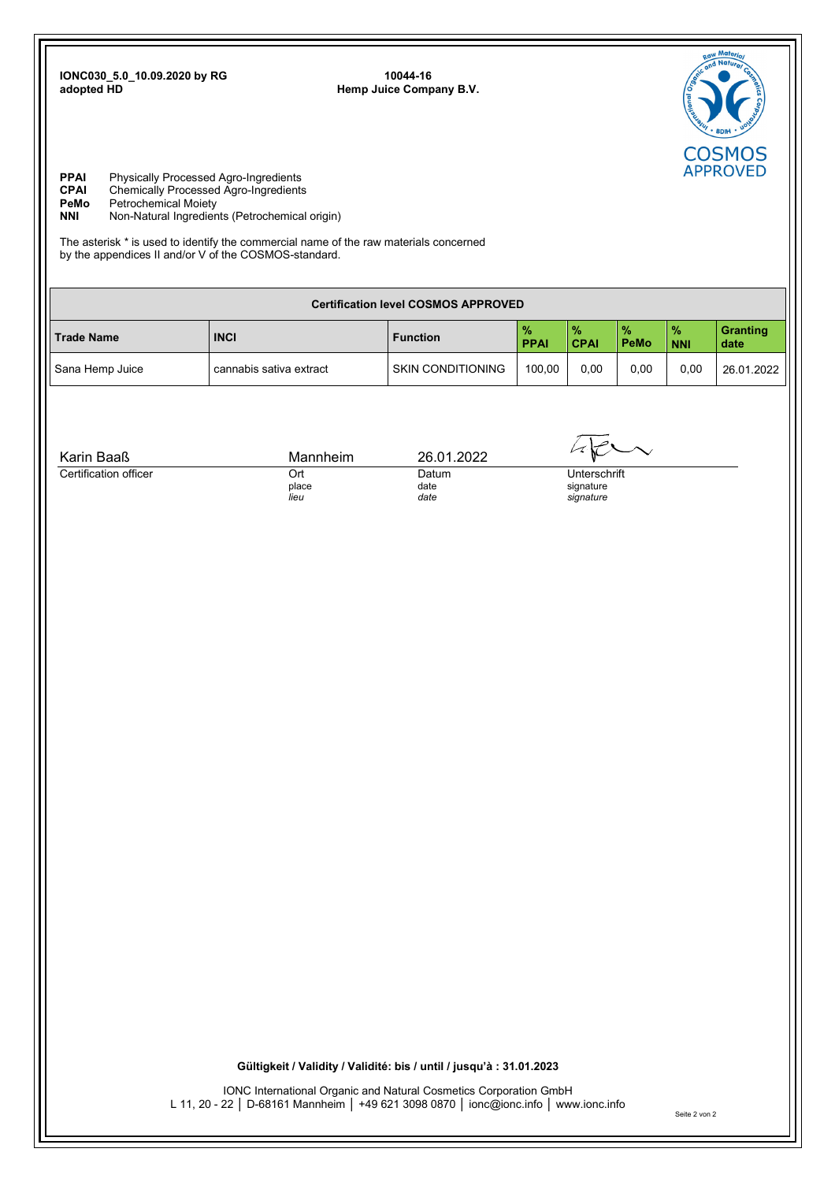**IONC030_5.0_10.09.2020 by RG**
**adopted HD**

**10044-16**
**Hemp Juice Company B.V.**

**PPAI** Physically Processed Agro-Ingredients
**CPAI** Chemically Processed Agro-Ingredients
**PeMo** Petrochemical Moiety
**NNI** Non-Natural Ingredients (Petrochemical origin)

The asterisk * is used to identify the commercial name of the raw materials concerned by the appendices II and/or V of the COSMOS-standard.

**Certification level COSMOS APPROVED**

| Trade Name | INCI | Function | % PPAI | % CPAI | % PeMo | % NNI | Granting date |
|---|---|---|---|---|---|---|---|
| Sana Hemp Juice | cannabis sativa extract | SKIN CONDITIONING | 100,00 | 0,00 | 0,00 | 0,00 | 26.01.2022 |

| Karin Baaß | Mannheim | 26.01.2022 | |
|---|---|---|---|
| Certification officer | Ort<br>place<br>*lieu* | Datum<br>date<br>*date* | Unterschrift<br>signature<br>*signature* |

**Gültigkeit / Validity / Validité: bis / until / jusqu'à : 31.01.2023**

IONC International Organic and Natural Cosmetics Corporation GmbH
L 11, 20 - 22 │ D-68161 Mannheim │ +49 621 3098 0870 │ ionc@ionc.info │ www.ionc.info